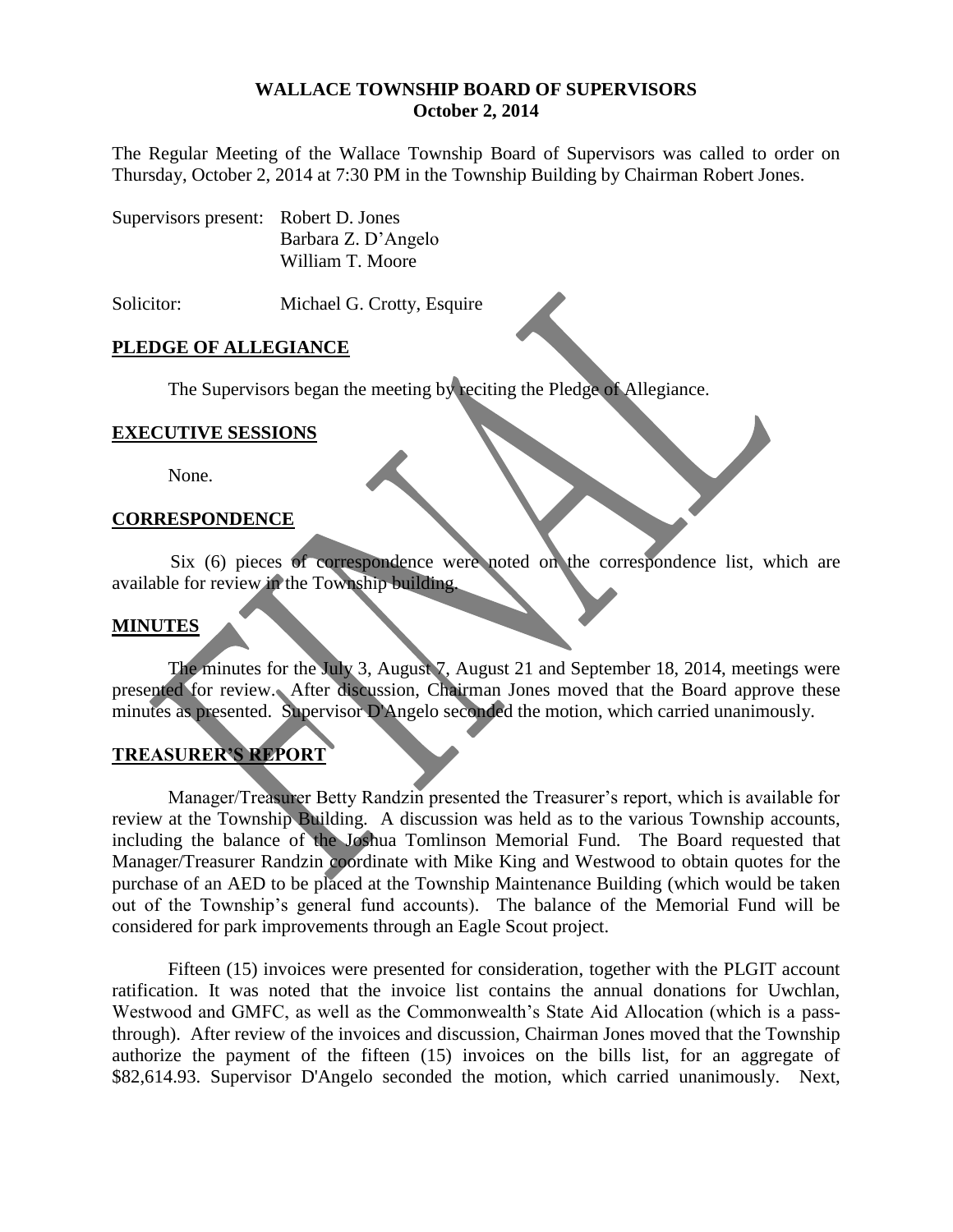# WALLACE TOWNSHIP BOARD OF SUPERVISORS
## October 2, 2014

The Regular Meeting of the Wallace Township Board of Supervisors was called to order on Thursday, October 2, 2014 at 7:30 PM in the Township Building by Chairman Robert Jones.

Supervisors present: Robert D. Jones
Barbara Z. D'Angelo
William T. Moore

Solicitor: Michael G. Crotty, Esquire

### PLEDGE OF ALLEGIANCE

The Supervisors began the meeting by reciting the Pledge of Allegiance.

### EXECUTIVE SESSIONS

None.

### CORRESPONDENCE

Six (6) pieces of correspondence were noted on the correspondence list, which are available for review in the Township building.

### MINUTES

The minutes for the July 3, August 7, August 21 and September 18, 2014, meetings were presented for review. After discussion, Chairman Jones moved that the Board approve these minutes as presented. Supervisor D'Angelo seconded the motion, which carried unanimously.

### TREASURER'S REPORT

Manager/Treasurer Betty Randzin presented the Treasurer's report, which is available for review at the Township Building. A discussion was held as to the various Township accounts, including the balance of the Joshua Tomlinson Memorial Fund. The Board requested that Manager/Treasurer Randzin coordinate with Mike King and Westwood to obtain quotes for the purchase of an AED to be placed at the Township Maintenance Building (which would be taken out of the Township's general fund accounts). The balance of the Memorial Fund will be considered for park improvements through an Eagle Scout project.

Fifteen (15) invoices were presented for consideration, together with the PLGIT account ratification. It was noted that the invoice list contains the annual donations for Uwchlan, Westwood and GMFC, as well as the Commonwealth's State Aid Allocation (which is a pass-through). After review of the invoices and discussion, Chairman Jones moved that the Township authorize the payment of the fifteen (15) invoices on the bills list, for an aggregate of $82,614.93. Supervisor D'Angelo seconded the motion, which carried unanimously. Next,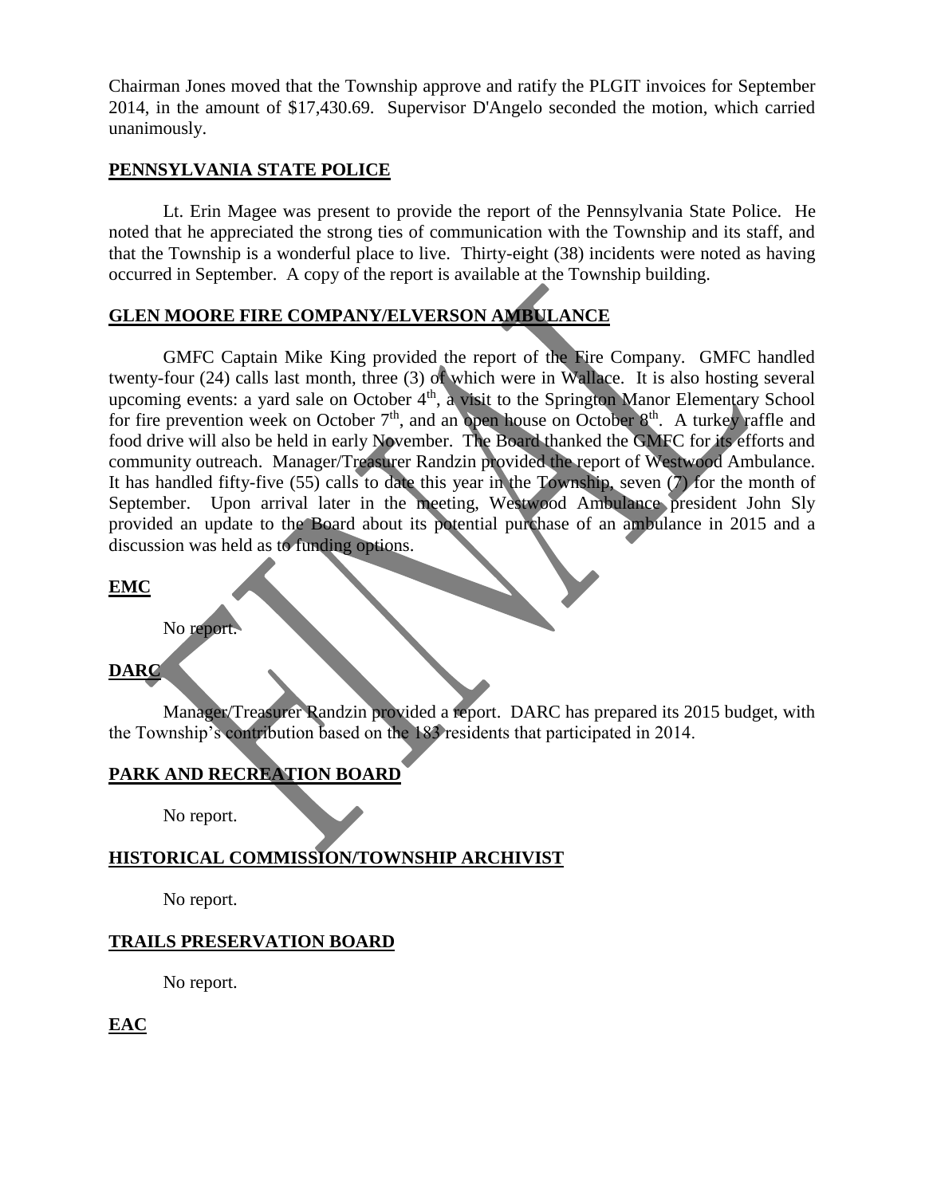Chairman Jones moved that the Township approve and ratify the PLGIT invoices for September 2014, in the amount of $17,430.69. Supervisor D'Angelo seconded the motion, which carried unanimously.

## PENNSYLVANIA STATE POLICE

Lt. Erin Magee was present to provide the report of the Pennsylvania State Police. He noted that he appreciated the strong ties of communication with the Township and its staff, and that the Township is a wonderful place to live. Thirty-eight (38) incidents were noted as having occurred in September. A copy of the report is available at the Township building.

## GLEN MOORE FIRE COMPANY/ELVERSON AMBULANCE

GMFC Captain Mike King provided the report of the Fire Company. GMFC handled twenty-four (24) calls last month, three (3) of which were in Wallace. It is also hosting several upcoming events: a yard sale on October 4th, a visit to the Springton Manor Elementary School for fire prevention week on October 7th, and an open house on October 8th. A turkey raffle and food drive will also be held in early November. The Board thanked the GMFC for its efforts and community outreach. Manager/Treasurer Randzin provided the report of Westwood Ambulance. It has handled fifty-five (55) calls to date this year in the Township, seven (7) for the month of September. Upon arrival later in the meeting, Westwood Ambulance president John Sly provided an update to the Board about its potential purchase of an ambulance in 2015 and a discussion was held as to funding options.

## EMC

No report.

## DARC

Manager/Treasurer Randzin provided a report. DARC has prepared its 2015 budget, with the Township's contribution based on the 183 residents that participated in 2014.

## PARK AND RECREATION BOARD

No report.

## HISTORICAL COMMISSION/TOWNSHIP ARCHIVIST

No report.

## TRAILS PRESERVATION BOARD

No report.

## EAC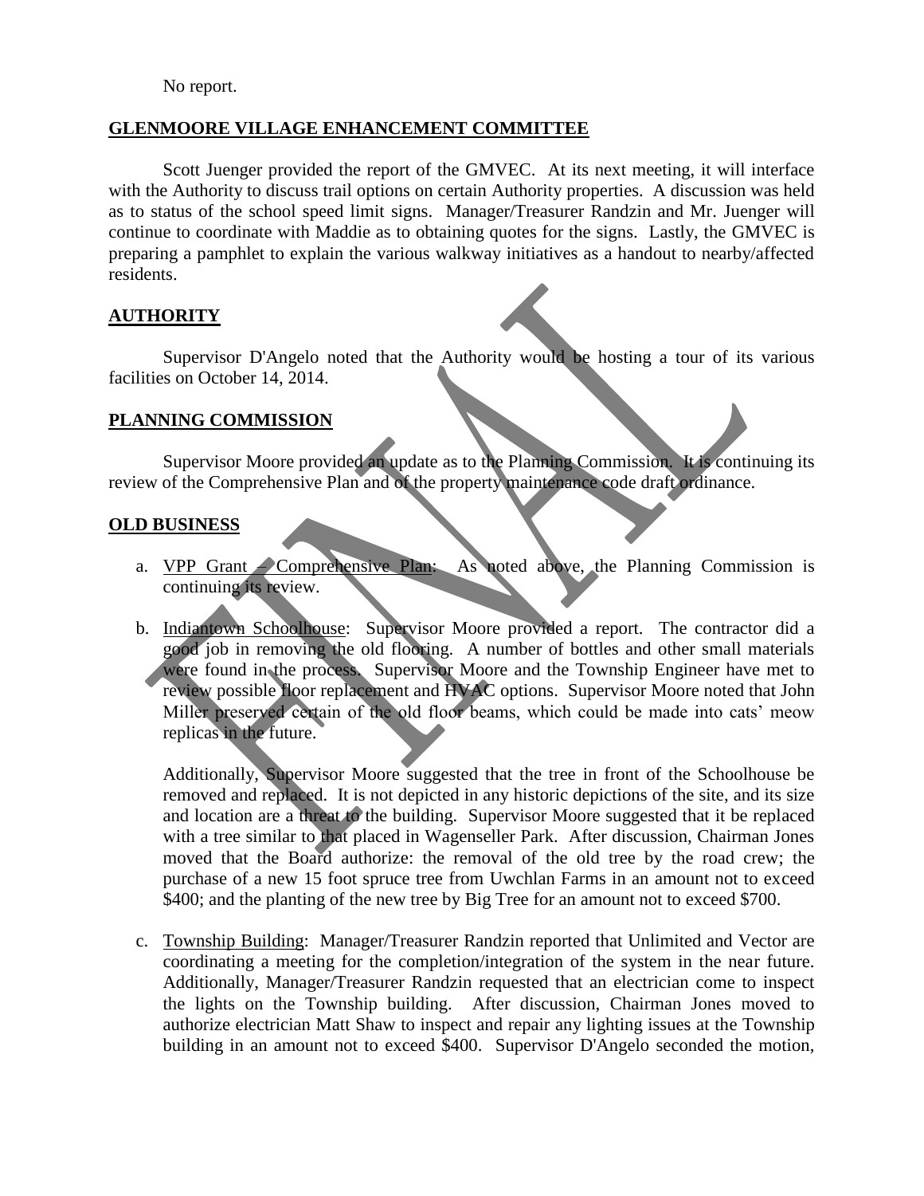No report.

## GLENMOORE VILLAGE ENHANCEMENT COMMITTEE

Scott Juenger provided the report of the GMVEC. At its next meeting, it will interface with the Authority to discuss trail options on certain Authority properties. A discussion was held as to status of the school speed limit signs. Manager/Treasurer Randzin and Mr. Juenger will continue to coordinate with Maddie as to obtaining quotes for the signs. Lastly, the GMVEC is preparing a pamphlet to explain the various walkway initiatives as a handout to nearby/affected residents.

## AUTHORITY

Supervisor D'Angelo noted that the Authority would be hosting a tour of its various facilities on October 14, 2014.

## PLANNING COMMISSION

Supervisor Moore provided an update as to the Planning Commission. It is continuing its review of the Comprehensive Plan and of the property maintenance code draft ordinance.

## OLD BUSINESS

a. VPP Grant – Comprehensive Plan: As noted above, the Planning Commission is continuing its review.

b. Indiantown Schoolhouse: Supervisor Moore provided a report. The contractor did a good job in removing the old flooring. A number of bottles and other small materials were found in the process. Supervisor Moore and the Township Engineer have met to review possible floor replacement and HVAC options. Supervisor Moore noted that John Miller preserved certain of the old floor beams, which could be made into cats' meow replicas in the future.

   Additionally, Supervisor Moore suggested that the tree in front of the Schoolhouse be removed and replaced. It is not depicted in any historic depictions of the site, and its size and location are a threat to the building. Supervisor Moore suggested that it be replaced with a tree similar to that placed in Wagenseller Park. After discussion, Chairman Jones moved that the Board authorize: the removal of the old tree by the road crew; the purchase of a new 15 foot spruce tree from Uwchlan Farms in an amount not to exceed $400; and the planting of the new tree by Big Tree for an amount not to exceed $700.

c. Township Building: Manager/Treasurer Randzin reported that Unlimited and Vector are coordinating a meeting for the completion/integration of the system in the near future. Additionally, Manager/Treasurer Randzin requested that an electrician come to inspect the lights on the Township building. After discussion, Chairman Jones moved to authorize electrician Matt Shaw to inspect and repair any lighting issues at the Township building in an amount not to exceed $400. Supervisor D'Angelo seconded the motion,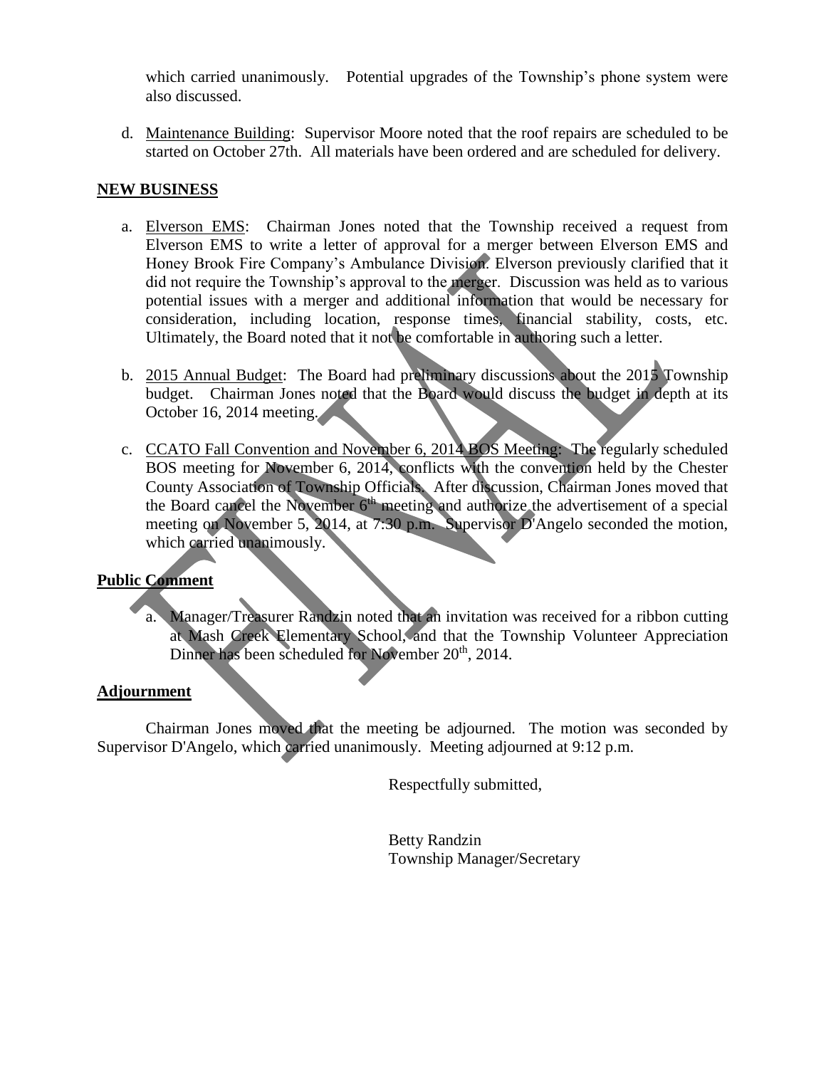which carried unanimously. Potential upgrades of the Township's phone system were also discussed.

d. Maintenance Building: Supervisor Moore noted that the roof repairs are scheduled to be started on October 27th. All materials have been ordered and are scheduled for delivery.

**NEW BUSINESS**

a. Elverson EMS: Chairman Jones noted that the Township received a request from Elverson EMS to write a letter of approval for a merger between Elverson EMS and Honey Brook Fire Company's Ambulance Division. Elverson previously clarified that it did not require the Township's approval to the merger. Discussion was held as to various potential issues with a merger and additional information that would be necessary for consideration, including location, response times, financial stability, costs, etc. Ultimately, the Board noted that it not be comfortable in authoring such a letter.

b. 2015 Annual Budget: The Board had preliminary discussions about the 2015 Township budget. Chairman Jones noted that the Board would discuss the budget in depth at its October 16, 2014 meeting.

c. CCATO Fall Convention and November 6, 2014 BOS Meeting: The regularly scheduled BOS meeting for November 6, 2014, conflicts with the convention held by the Chester County Association of Township Officials. After discussion, Chairman Jones moved that the Board cancel the November 6th meeting and authorize the advertisement of a special meeting on November 5, 2014, at 7:30 p.m. Supervisor D'Angelo seconded the motion, which carried unanimously.

**Public Comment**

a. Manager/Treasurer Randzin noted that an invitation was received for a ribbon cutting at Mash Creek Elementary School, and that the Township Volunteer Appreciation Dinner has been scheduled for November 20th, 2014.

**Adjournment**

Chairman Jones moved that the meeting be adjourned. The motion was seconded by Supervisor D'Angelo, which carried unanimously. Meeting adjourned at 9:12 p.m.

Respectfully submitted,

Betty Randzin
Township Manager/Secretary